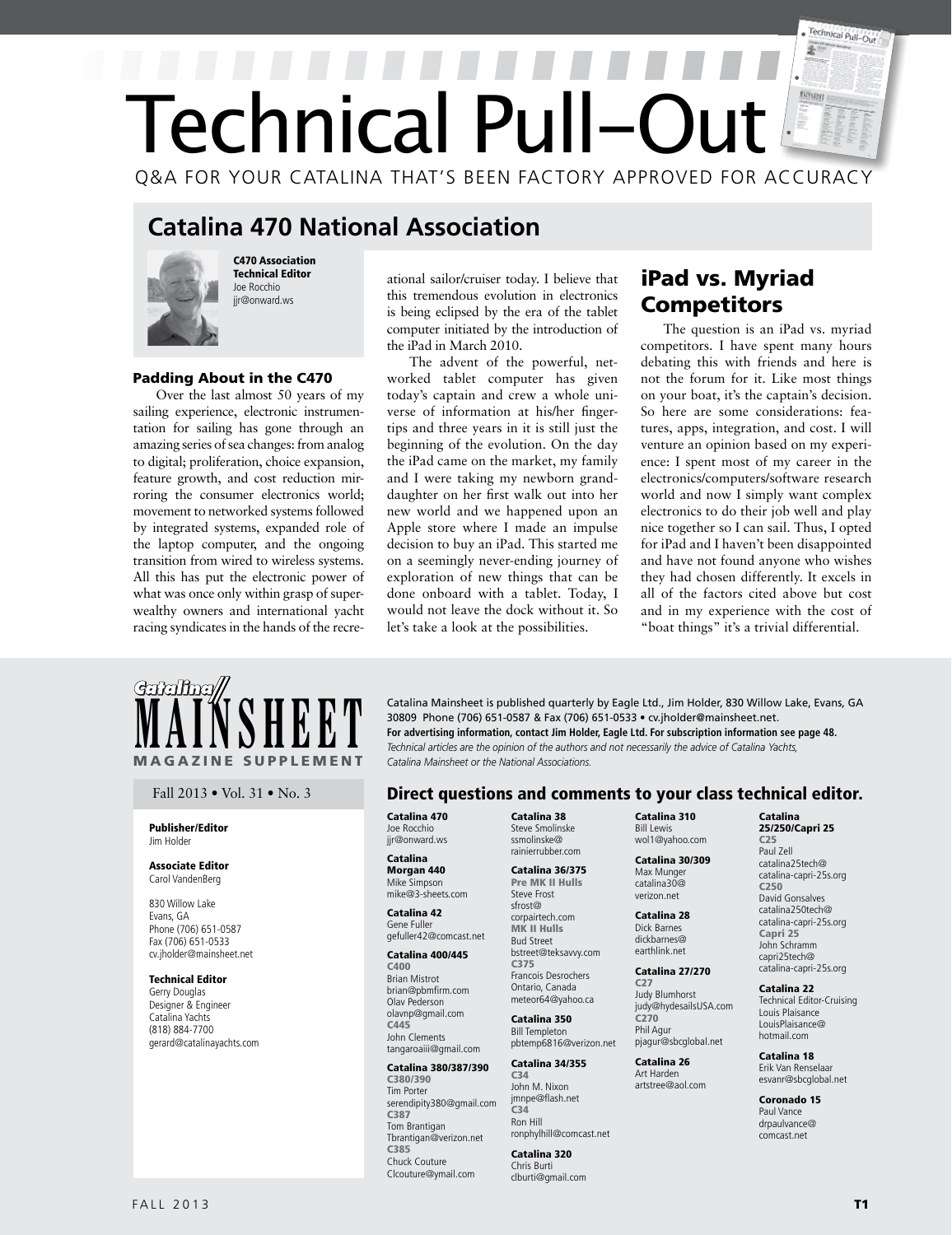# Technical Pull–Out

Q&A FOR YOUR CATALINA THAT'S BEEN FACTORY APPROVED FOR ACCURACY

## Catalina 470 National Association

**C470 Association Technical Editor**
Joe Rocchio
jjr@onward.ws

### Padding About in the C470

Over the last almost 50 years of my sailing experience, electronic instrumentation for sailing has gone through an amazing series of sea changes: from analog to digital; proliferation, choice expansion, feature growth, and cost reduction mirroring the consumer electronics world; movement to networked systems followed by integrated systems, expanded role of the laptop computer, and the ongoing transition from wired to wireless systems. All this has put the electronic power of what was once only within grasp of super-wealthy owners and international yacht racing syndicates in the hands of the recreational sailor/cruiser today. I believe that this tremendous evolution in electronics is being eclipsed by the era of the tablet computer initiated by the introduction of the iPad in March 2010.

The advent of the powerful, networked tablet computer has given today's captain and crew a whole universe of information at his/her fingertips and three years in it is still just the beginning of the evolution. On the day the iPad came on the market, my family and I were taking my newborn granddaughter on her first walk out into her new world and we happened upon an Apple store where I made an impulse decision to buy an iPad. This started me on a seemingly never-ending journey of exploration of new things that can be done onboard with a tablet. Today, I would not leave the dock without it. So let's take a look at the possibilities.

### iPad vs. Myriad Competitors

The question is an iPad vs. myriad competitors. I have spent many hours debating this with friends and here is not the forum for it. Like most things on your boat, it's the captain's decision. So here are some considerations: features, apps, integration, and cost. I will venture an opinion based on my experience: I spent most of my career in the electronics/computers/software research world and now I simply want complex electronics to do their job well and play nice together so I can sail. Thus, I opted for iPad and I haven't been disappointed and have not found anyone who wishes they had chosen differently. It excels in all of the factors cited above but cost and in my experience with the cost of "boat things" it's a trivial differential.

---

**Catalina MAINSHEET MAGAZINE SUPPLEMENT**

Fall 2013 • Vol. 31 • No. 3

**Publisher/Editor**
Jim Holder

**Associate Editor**
Carol VandenBerg

830 Willow Lake
Evans, GA
Phone (706) 651-0587
Fax (706) 651-0533
cv.jholder@mainsheet.net

**Technical Editor**
Gerry Douglas
Designer & Engineer
Catalina Yachts
(818) 884-7700
gerard@catalinayachts.com

Catalina Mainsheet is published quarterly by Eagle Ltd., Jim Holder, 830 Willow Lake, Evans, GA 30809 Phone (706) 651-0587 & Fax (706) 651-0533 • cv.jholder@mainsheet.net.
**For advertising information, contact Jim Holder, Eagle Ltd. For subscription information see page 48.**
*Technical articles are the opinion of the authors and not necessarily the advice of Catalina Yachts, Catalina Mainsheet or the National Associations.*

### Direct questions and comments to your class technical editor.

**Catalina 470**
Joe Rocchio
jjr@onward.ws

**Catalina Morgan 440**
Mike Simpson
mike@3-sheets.com

**Catalina 42**
Gene Fuller
gefuller42@comcast.net

**Catalina 400/445**
C400
Brian Mistrot
brian@pbmfirm.com
Olav Pederson
olavnp@gmail.com
C445
John Clements
tangaroaiii@gmail.com

**Catalina 380/387/390**
C380/390
Tim Porter
serendipity380@gmail.com
C387
Tom Brantigan
Tbrantigan@verizon.net
C385
Chuck Couture
Clcouture@ymail.com

**Catalina 38**
Steve Smolinske
ssmolinske@rainierrubber.com

**Catalina 36/375**
Pre MK II Hulls
Steve Frost
sfrost@corpairtech.com
MK II Hulls
Bud Street
bstreet@teksavvy.com
C375
Francois Desrochers
Ontario, Canada
meteor64@yahoo.ca

**Catalina 350**
Bill Templeton
pbtemp6816@verizon.net

**Catalina 34/355**
C34
John M. Nixon
jmnpe@flash.net
C34
Ron Hill
ronphylhill@comcast.net

**Catalina 320**
Chris Burti
clburti@gmail.com

**Catalina 310**
Bill Lewis
wol1@yahoo.com

**Catalina 30/309**
Max Munger
catalina30@verizon.net

**Catalina 28**
Dick Barnes
dickbarnes@earthlink.net

**Catalina 27/270**
C27
Judy Blumhorst
judy@hydesailsUSA.com
C270
Phil Agur
pjagur@sbcglobal.net

**Catalina 26**
Art Harden
artstree@aol.com

**Catalina 25/250/Capri 25**
C25
Paul Zell
catalina25tech@catalina-capri-25s.org
C250
David Gonsalves
catalina250tech@catalina-capri-25s.org
Capri 25
John Schramm
capri25tech@catalina-capri-25s.org

**Catalina 22**
Technical Editor-Cruising
Louis Plaisance
LouisPlaisance@hotmail.com

**Catalina 18**
Erik Van Renselaar
esvanr@sbcglobal.net

**Coronado 15**
Paul Vance
drpaulvance@comcast.net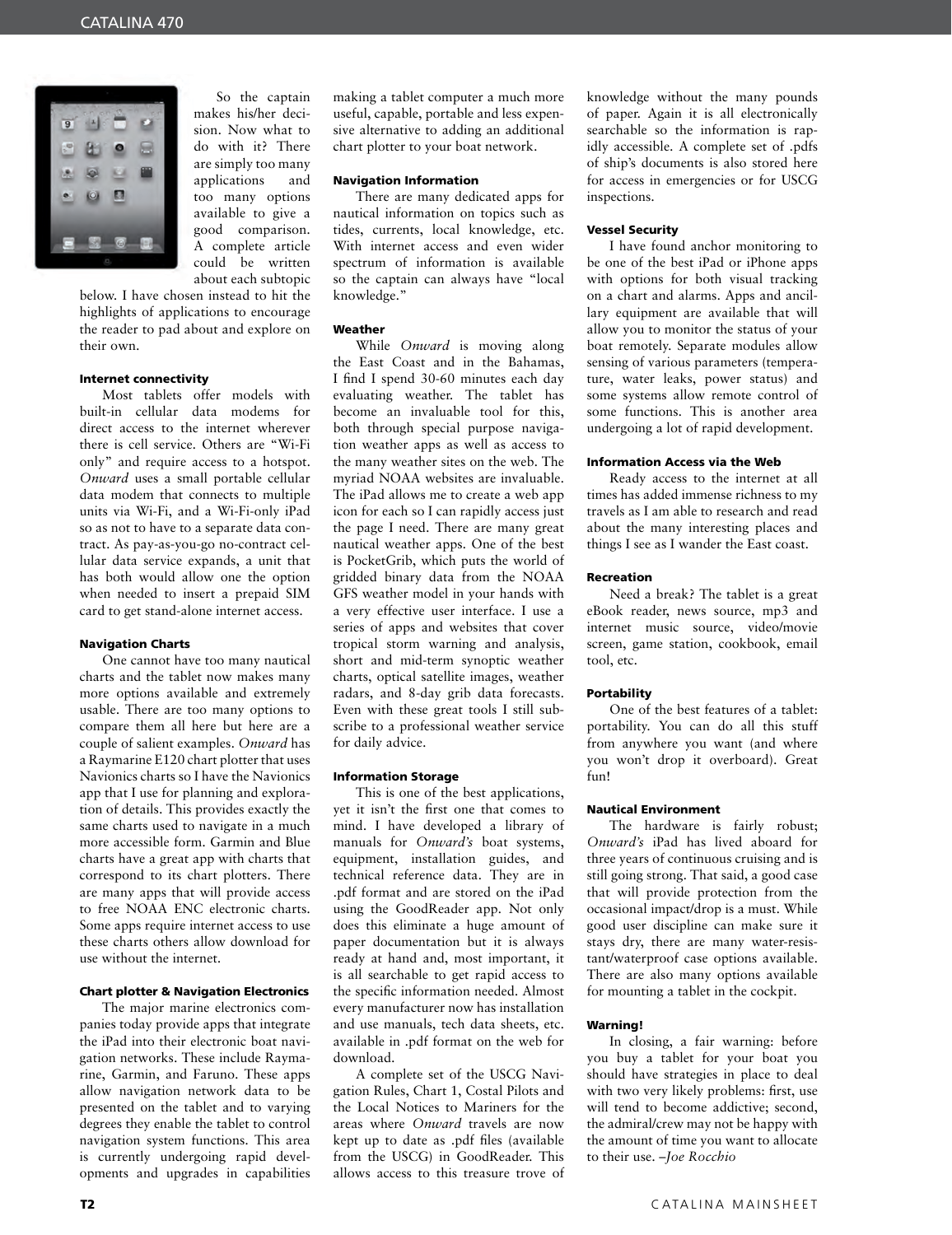So the captain makes his/her decision. Now what to do with it? There are simply too many applications and too many options available to give a good comparison. A complete article could be written about each subtopic below. I have chosen instead to hit the highlights of applications to encourage the reader to pad about and explore on their own.

**Internet connectivity**

Most tablets offer models with built-in cellular data modems for direct access to the internet wherever there is cell service. Others are "Wi-Fi only" and require access to a hotspot. *Onward* uses a small portable cellular data modem that connects to multiple units via Wi-Fi, and a Wi-Fi-only iPad so as not to have to a separate data contract. As pay-as-you-go no-contract cellular data service expands, a unit that has both would allow one the option when needed to insert a prepaid SIM card to get stand-alone internet access.

**Navigation Charts**

One cannot have too many nautical charts and the tablet now makes many more options available and extremely usable. There are too many options to compare them all here but here are a couple of salient examples. *Onward* has a Raymarine E120 chart plotter that uses Navionics charts so I have the Navionics app that I use for planning and exploration of details. This provides exactly the same charts used to navigate in a much more accessible form. Garmin and Blue charts have a great app with charts that correspond to its chart plotters. There are many apps that will provide access to free NOAA ENC electronic charts. Some apps require internet access to use these charts others allow download for use without the internet.

**Chart plotter & Navigation Electronics**

The major marine electronics companies today provide apps that integrate the iPad into their electronic boat navigation networks. These include Raymarine, Garmin, and Faruno. These apps allow navigation network data to be presented on the tablet and to varying degrees they enable the tablet to control navigation system functions. This area is currently undergoing rapid developments and upgrades in capabilities making a tablet computer a much more useful, capable, portable and less expensive alternative to adding an additional chart plotter to your boat network.

**Navigation Information**

There are many dedicated apps for nautical information on topics such as tides, currents, local knowledge, etc. With internet access and even wider spectrum of information is available so the captain can always have "local knowledge."

**Weather**

While *Onward* is moving along the East Coast and in the Bahamas, I find I spend 30-60 minutes each day evaluating weather. The tablet has become an invaluable tool for this, both through special purpose navigation weather apps as well as access to the many weather sites on the web. The myriad NOAA websites are invaluable. The iPad allows me to create a web app icon for each so I can rapidly access just the page I need. There are many great nautical weather apps. One of the best is PocketGrib, which puts the world of gridded binary data from the NOAA GFS weather model in your hands with a very effective user interface. I use a series of apps and websites that cover tropical storm warning and analysis, short and mid-term synoptic weather charts, optical satellite images, weather radars, and 8-day grib data forecasts. Even with these great tools I still subscribe to a professional weather service for daily advice.

**Information Storage**

This is one of the best applications, yet it isn't the first one that comes to mind. I have developed a library of manuals for *Onward's* boat systems, equipment, installation guides, and technical reference data. They are in .pdf format and are stored on the iPad using the GoodReader app. Not only does this eliminate a huge amount of paper documentation but it is always ready at hand and, most important, it is all searchable to get rapid access to the specific information needed. Almost every manufacturer now has installation and use manuals, tech data sheets, etc. available in .pdf format on the web for download.

A complete set of the USCG Navigation Rules, Chart 1, Costal Pilots and the Local Notices to Mariners for the areas where *Onward* travels are now kept up to date as .pdf files (available from the USCG) in GoodReader. This allows access to this treasure trove of knowledge without the many pounds of paper. Again it is all electronically searchable so the information is rapidly accessible. A complete set of .pdfs of ship's documents is also stored here for access in emergencies or for USCG inspections.

**Vessel Security**

I have found anchor monitoring to be one of the best iPad or iPhone apps with options for both visual tracking on a chart and alarms. Apps and ancillary equipment are available that will allow you to monitor the status of your boat remotely. Separate modules allow sensing of various parameters (temperature, water leaks, power status) and some systems allow remote control of some functions. This is another area undergoing a lot of rapid development.

**Information Access via the Web**

Ready access to the internet at all times has added immense richness to my travels as I am able to research and read about the many interesting places and things I see as I wander the East coast.

**Recreation**

Need a break? The tablet is a great eBook reader, news source, mp3 and internet music source, video/movie screen, game station, cookbook, email tool, etc.

**Portability**

One of the best features of a tablet: portability. You can do all this stuff from anywhere you want (and where you won't drop it overboard). Great fun!

**Nautical Environment**

The hardware is fairly robust; *Onward's* iPad has lived aboard for three years of continuous cruising and is still going strong. That said, a good case that will provide protection from the occasional impact/drop is a must. While good user discipline can make sure it stays dry, there are many water-resistant/waterproof case options available. There are also many options available for mounting a tablet in the cockpit.

**Warning!**

In closing, a fair warning: before you buy a tablet for your boat you should have strategies in place to deal with two very likely problems: first, use will tend to become addictive; second, the admiral/crew may not be happy with the amount of time you want to allocate to their use. –*Joe Rocchio*